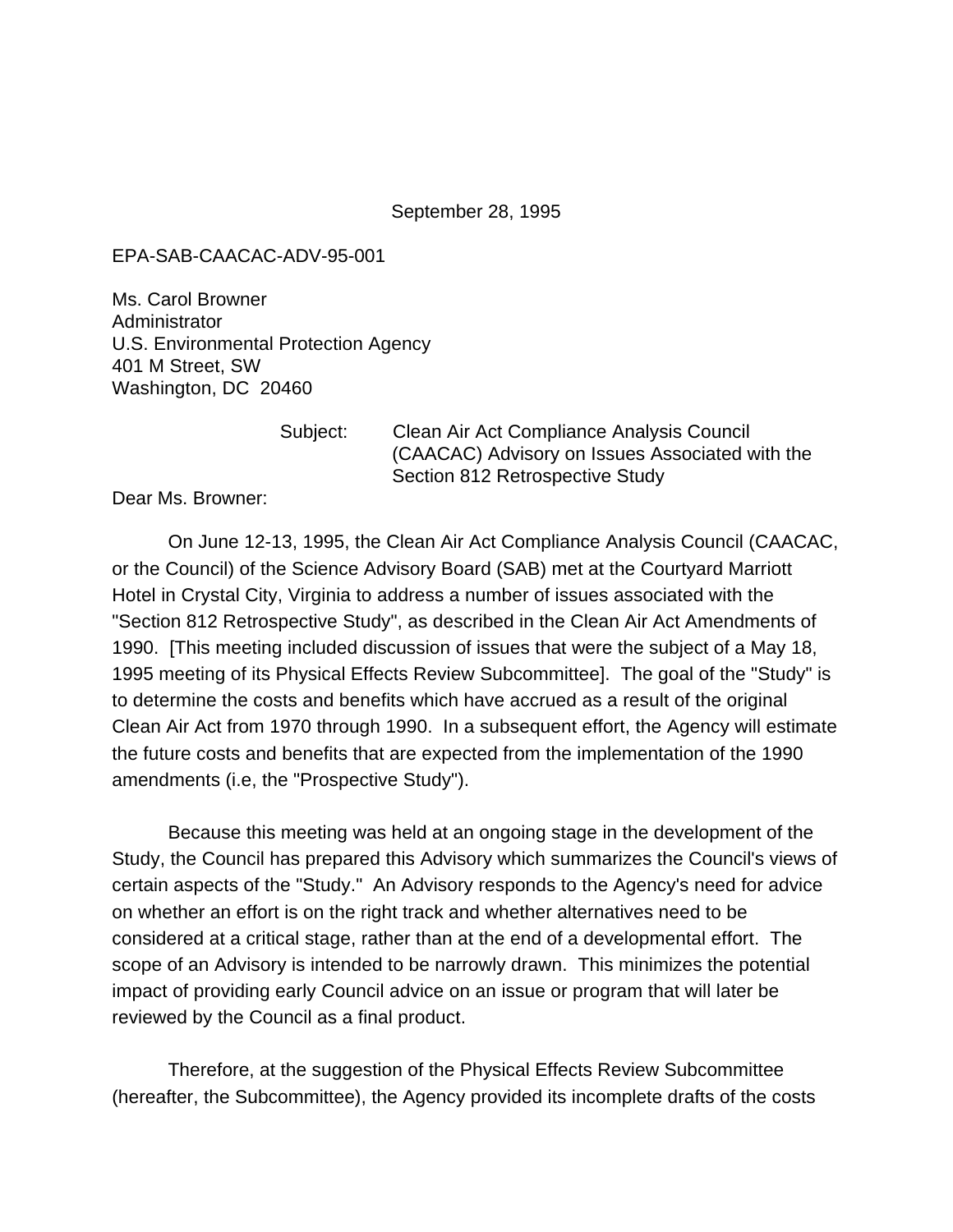September 28, 1995

EPA-SAB-CAACAC-ADV-95-001

Ms. Carol Browner
Administrator
U.S. Environmental Protection Agency
401 M Street, SW
Washington, DC 20460

Subject: Clean Air Act Compliance Analysis Council (CAACAC) Advisory on Issues Associated with the Section 812 Retrospective Study

Dear Ms. Browner:

On June 12-13, 1995, the Clean Air Act Compliance Analysis Council (CAACAC, or the Council) of the Science Advisory Board (SAB) met at the Courtyard Marriott Hotel in Crystal City, Virginia to address a number of issues associated with the "Section 812 Retrospective Study", as described in the Clean Air Act Amendments of 1990. [This meeting included discussion of issues that were the subject of a May 18, 1995 meeting of its Physical Effects Review Subcommittee]. The goal of the "Study" is to determine the costs and benefits which have accrued as a result of the original Clean Air Act from 1970 through 1990. In a subsequent effort, the Agency will estimate the future costs and benefits that are expected from the implementation of the 1990 amendments (i.e, the "Prospective Study").

Because this meeting was held at an ongoing stage in the development of the Study, the Council has prepared this Advisory which summarizes the Council's views of certain aspects of the "Study." An Advisory responds to the Agency's need for advice on whether an effort is on the right track and whether alternatives need to be considered at a critical stage, rather than at the end of a developmental effort. The scope of an Advisory is intended to be narrowly drawn. This minimizes the potential impact of providing early Council advice on an issue or program that will later be reviewed by the Council as a final product.

Therefore, at the suggestion of the Physical Effects Review Subcommittee (hereafter, the Subcommittee), the Agency provided its incomplete drafts of the costs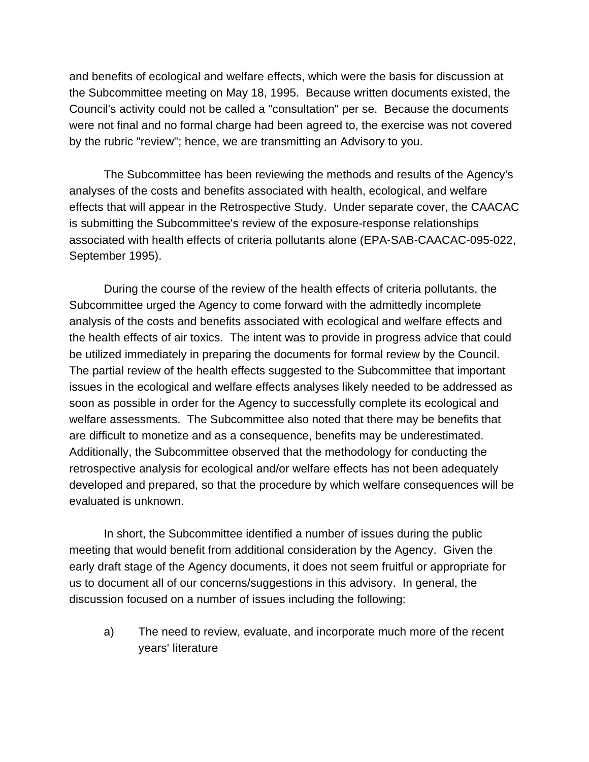and benefits of ecological and welfare effects, which were the basis for discussion at the Subcommittee meeting on May 18, 1995. Because written documents existed, the Council's activity could not be called a "consultation" per se. Because the documents were not final and no formal charge had been agreed to, the exercise was not covered by the rubric "review"; hence, we are transmitting an Advisory to you.

The Subcommittee has been reviewing the methods and results of the Agency's analyses of the costs and benefits associated with health, ecological, and welfare effects that will appear in the Retrospective Study. Under separate cover, the CAACAC is submitting the Subcommittee's review of the exposure-response relationships associated with health effects of criteria pollutants alone (EPA-SAB-CAACAC-095-022, September 1995).

During the course of the review of the health effects of criteria pollutants, the Subcommittee urged the Agency to come forward with the admittedly incomplete analysis of the costs and benefits associated with ecological and welfare effects and the health effects of air toxics. The intent was to provide in progress advice that could be utilized immediately in preparing the documents for formal review by the Council. The partial review of the health effects suggested to the Subcommittee that important issues in the ecological and welfare effects analyses likely needed to be addressed as soon as possible in order for the Agency to successfully complete its ecological and welfare assessments. The Subcommittee also noted that there may be benefits that are difficult to monetize and as a consequence, benefits may be underestimated. Additionally, the Subcommittee observed that the methodology for conducting the retrospective analysis for ecological and/or welfare effects has not been adequately developed and prepared, so that the procedure by which welfare consequences will be evaluated is unknown.

In short, the Subcommittee identified a number of issues during the public meeting that would benefit from additional consideration by the Agency. Given the early draft stage of the Agency documents, it does not seem fruitful or appropriate for us to document all of our concerns/suggestions in this advisory. In general, the discussion focused on a number of issues including the following:

a) The need to review, evaluate, and incorporate much more of the recent years' literature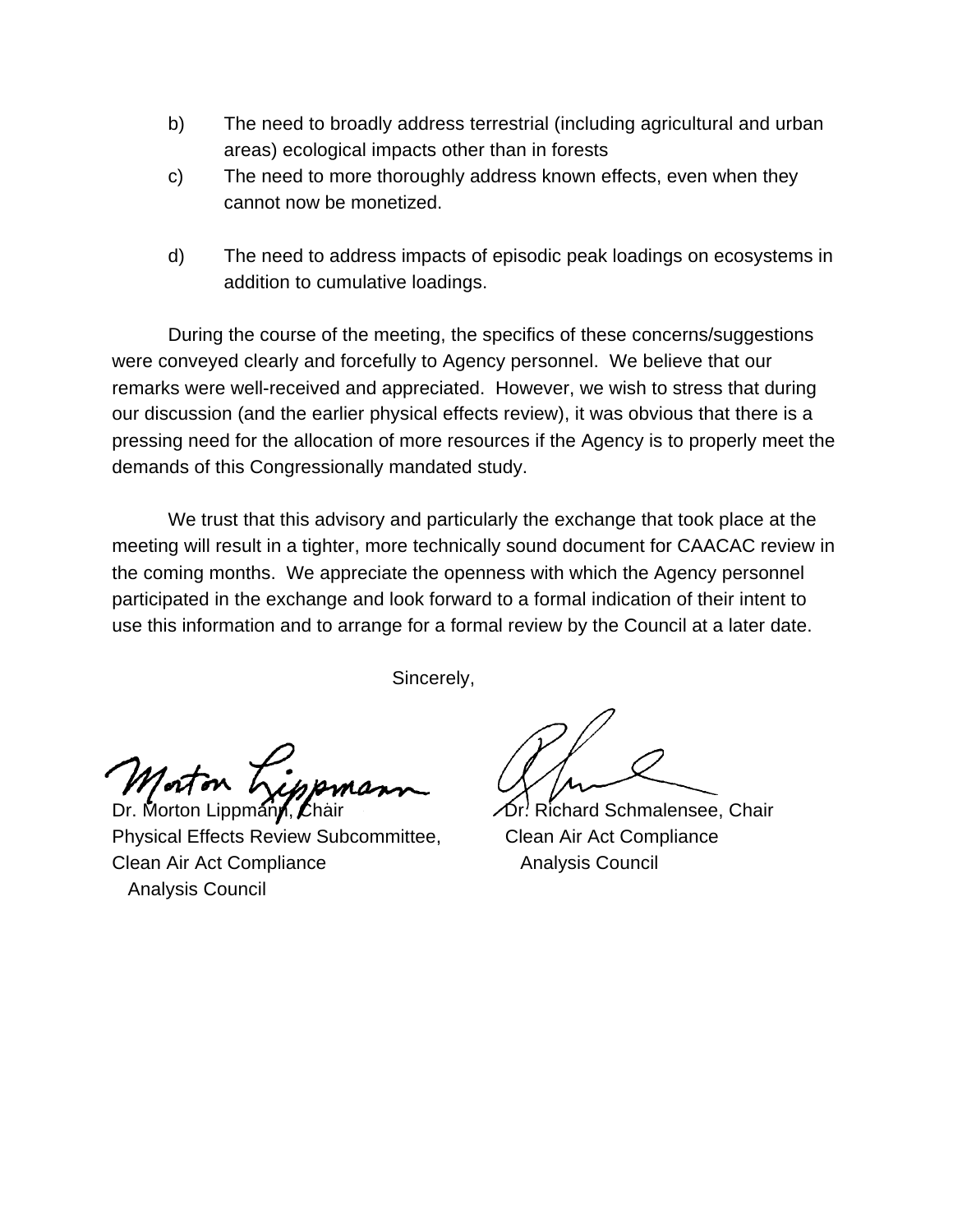b) The need to broadly address terrestrial (including agricultural and urban areas) ecological impacts other than in forests

c) The need to more thoroughly address known effects, even when they cannot now be monetized.

d) The need to address impacts of episodic peak loadings on ecosystems in addition to cumulative loadings.

During the course of the meeting, the specifics of these concerns/suggestions were conveyed clearly and forcefully to Agency personnel. We believe that our remarks were well-received and appreciated. However, we wish to stress that during our discussion (and the earlier physical effects review), it was obvious that there is a pressing need for the allocation of more resources if the Agency is to properly meet the demands of this Congressionally mandated study.

We trust that this advisory and particularly the exchange that took place at the meeting will result in a tighter, more technically sound document for CAACAC review in the coming months. We appreciate the openness with which the Agency personnel participated in the exchange and look forward to a formal indication of their intent to use this information and to arrange for a formal review by the Council at a later date.

Sincerely,

Dr. Morton Lippmann, Chair
Physical Effects Review Subcommittee,
Clean Air Act Compliance
Analysis Council

Dr. Richard Schmalensee, Chair
Clean Air Act Compliance
Analysis Council